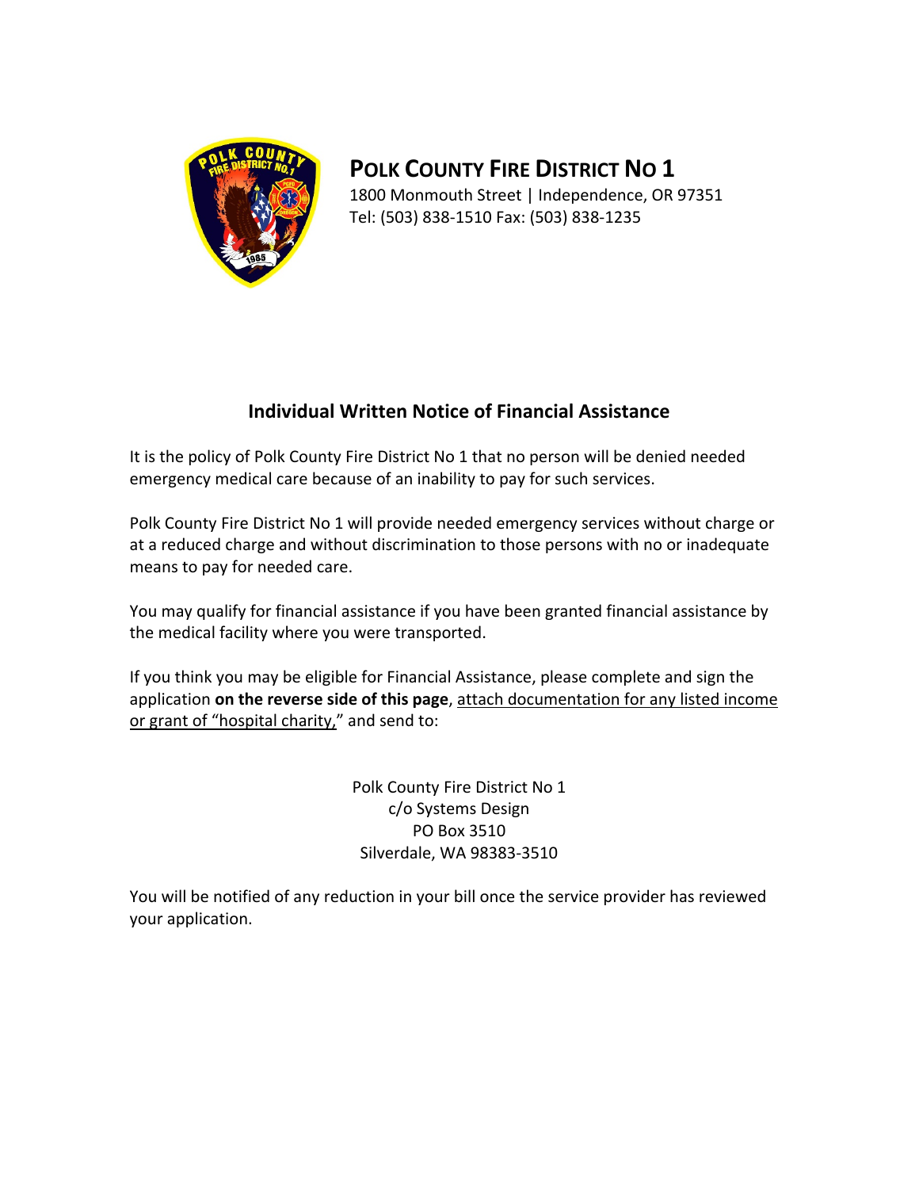# POLK COUNTY FIRE DISTRICT NO 1

1800 Monmouth Street | Independence, OR 97351
Tel: (503) 838-1510 Fax: (503) 838-1235

## Individual Written Notice of Financial Assistance

It is the policy of Polk County Fire District No 1 that no person will be denied needed emergency medical care because of an inability to pay for such services.

Polk County Fire District No 1 will provide needed emergency services without charge or at a reduced charge and without discrimination to those persons with no or inadequate means to pay for needed care.

You may qualify for financial assistance if you have been granted financial assistance by the medical facility where you were transported.

If you think you may be eligible for Financial Assistance, please complete and sign the application **on the reverse side of this page**, <u>attach documentation for any listed income or grant of "hospital charity,"</u> and send to:

Polk County Fire District No 1
c/o Systems Design
PO Box 3510
Silverdale, WA 98383-3510

You will be notified of any reduction in your bill once the service provider has reviewed your application.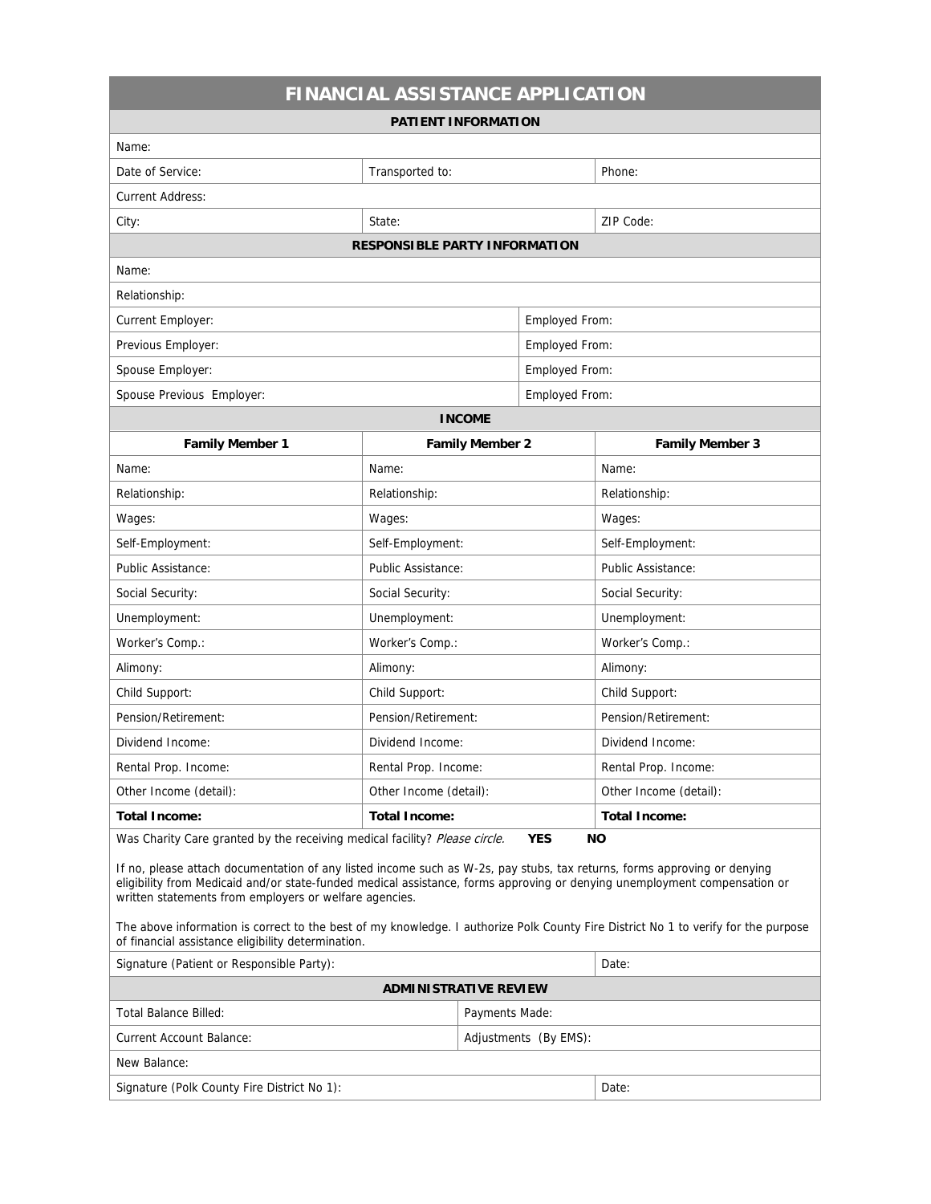# FINANCIAL ASSISTANCE APPLICATION

## PATIENT INFORMATION

| | | |
|---|---|---|
| Name: | | |
| Date of Service: | Transported to: | Phone: |
| Current Address: | | |
| City: | State: | ZIP Code: |

## RESPONSIBLE PARTY INFORMATION

| | |
|---|---|
| Name: | |
| Relationship: | |
| Current Employer: | Employed From: |
| Previous Employer: | Employed From: |
| Spouse Employer: | Employed From: |
| Spouse Previous Employer: | Employed From: |

## INCOME

| Family Member 1 | Family Member 2 | Family Member 3 |
|---|---|---|
| Name: | Name: | Name: |
| Relationship: | Relationship: | Relationship: |
| Wages: | Wages: | Wages: |
| Self-Employment: | Self-Employment: | Self-Employment: |
| Public Assistance: | Public Assistance: | Public Assistance: |
| Social Security: | Social Security: | Social Security: |
| Unemployment: | Unemployment: | Unemployment: |
| Worker's Comp.: | Worker's Comp.: | Worker's Comp.: |
| Alimony: | Alimony: | Alimony: |
| Child Support: | Child Support: | Child Support: |
| Pension/Retirement: | Pension/Retirement: | Pension/Retirement: |
| Dividend Income: | Dividend Income: | Dividend Income: |
| Rental Prop. Income: | Rental Prop. Income: | Rental Prop. Income: |
| Other Income (detail): | Other Income (detail): | Other Income (detail): |
| **Total Income:** | **Total Income:** | **Total Income:** |

Was Charity Care granted by the receiving medical facility? *Please circle.* **YES** **NO**

If no, please attach documentation of any listed income such as W-2s, pay stubs, tax returns, forms approving or denying eligibility from Medicaid and/or state-funded medical assistance, forms approving or denying unemployment compensation or written statements from employers or welfare agencies.

The above information is correct to the best of my knowledge. I authorize Polk County Fire District No 1 to verify for the purpose of financial assistance eligibility determination.

| | |
|---|---|
| Signature (Patient or Responsible Party): | Date: |

## ADMINISTRATIVE REVIEW

| | |
|---|---|
| Total Balance Billed: | Payments Made: |
| Current Account Balance: | Adjustments (By EMS): |
| New Balance: | |
| Signature (Polk County Fire District No 1): | Date: |